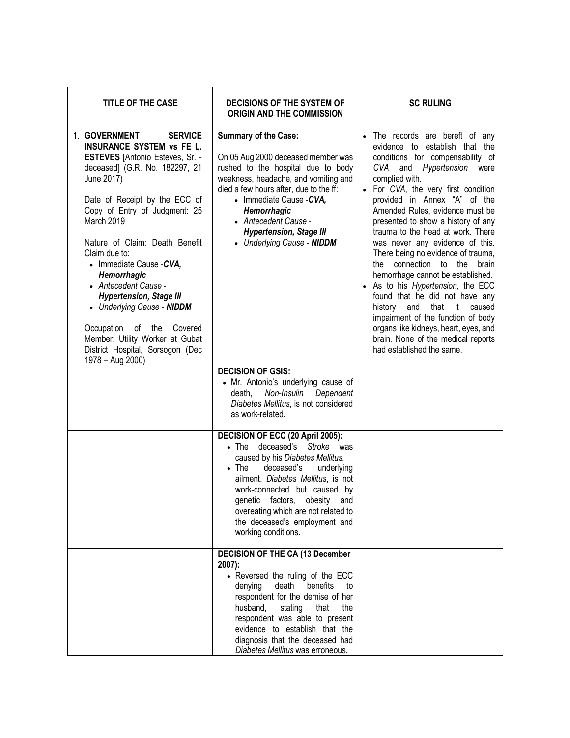| TITLE OF THE CASE | DECISIONS OF THE SYSTEM OF ORIGIN AND THE COMMISSION | SC RULING |
|---|---|---|
| 1. **GOVERNMENT SERVICE INSURANCE SYSTEM vs FE L. ESTEVES** [Antonio Esteves, Sr. - deceased] (G.R. No. 182297, 21 June 2017)<br><br>Date of Receipt by the ECC of Copy of Entry of Judgment: 25 March 2019<br><br>Nature of Claim: Death Benefit Claim due to:<br>• Immediate Cause -***CVA, Hemorrhagic***<br>• *Antecedent Cause* - ***Hypertension, Stage III***<br>• *Underlying Cause* - ***NIDDM***<br><br>Occupation of the Covered Member: Utility Worker at Gubat District Hospital, Sorsogon (Dec 1978 – Aug 2000) | **Summary of the Case:**<br><br>On 05 Aug 2000 deceased member was rushed to the hospital due to body weakness, headache, and vomiting and died a few hours after, due to the ff:<br>• Immediate Cause -***CVA, Hemorrhagic***<br>• *Antecedent Cause* - ***Hypertension, Stage III***<br>• *Underlying Cause* - ***NIDDM*** | • The records are bereft of any evidence to establish that the conditions for compensability of *CVA* and *Hypertension* were complied with.<br>• For *CVA*, the very first condition provided in Annex "A" of the Amended Rules, evidence must be presented to show a history of any trauma to the head at work. There was never any evidence of this. There being no evidence of trauma, the connection to the brain hemorrhage cannot be established.<br>• As to his *Hypertension,* the ECC found that he did not have any history and that it caused impairment of the function of body organs like kidneys, heart, eyes, and brain. None of the medical reports had established the same. |
| | **DECISION OF GSIS:**<br>• Mr. Antonio's underlying cause of death, *Non-Insulin Dependent Diabetes Mellitus*, is not considered as work-related. | |
| | **DECISION OF ECC (20 April 2005):**<br>• The deceased's *Stroke* was caused by his *Diabetes Mellitus.*<br>• The deceased's underlying ailment, *Diabetes Mellitus*, is not work-connected but caused by genetic factors, obesity and overeating which are not related to the deceased's employment and working conditions. | |
| | **DECISION OF THE CA (13 December 2007):**<br>• Reversed the ruling of the ECC denying death benefits to respondent for the demise of her husband, stating that the respondent was able to present evidence to establish that the diagnosis that the deceased had *Diabetes Mellitus* was erroneous. | |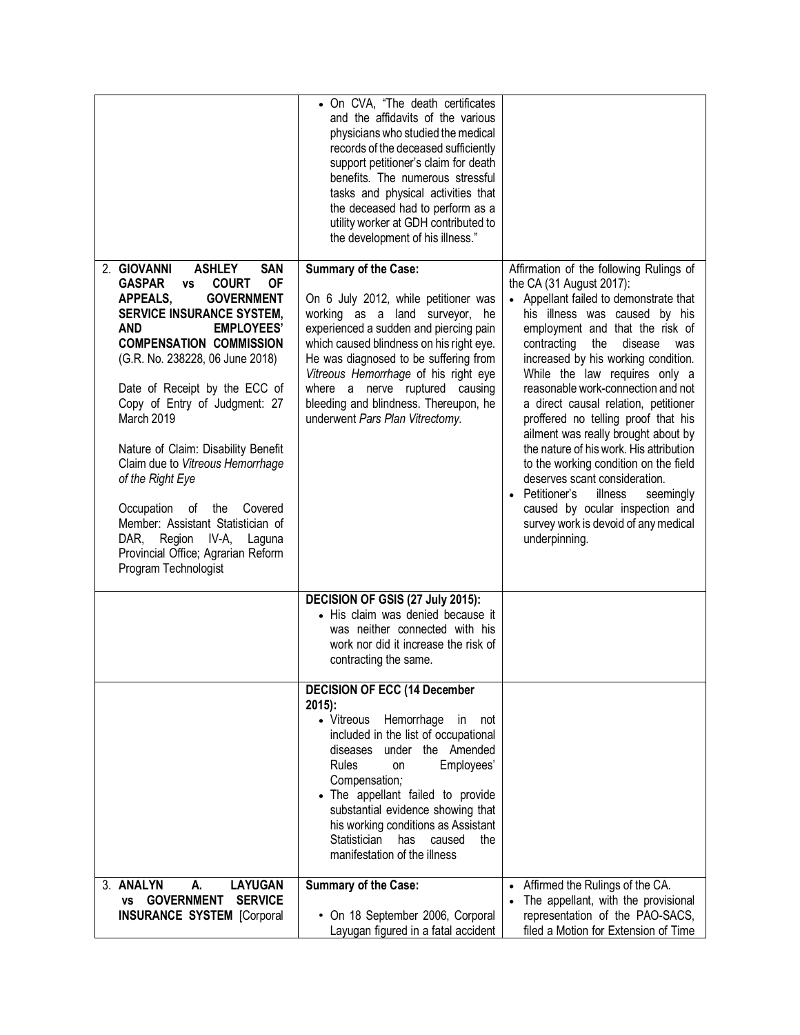| | | |
|---|---|---|
| | • On CVA, "The death certificates and the affidavits of the various physicians who studied the medical records of the deceased sufficiently support petitioner's claim for death benefits. The numerous stressful tasks and physical activities that the deceased had to perform as a utility worker at GDH contributed to the development of his illness." | |
| 2. **GIOVANNI ASHLEY SAN GASPAR vs COURT OF APPEALS, GOVERNMENT SERVICE INSURANCE SYSTEM, AND EMPLOYEES' COMPENSATION COMMISSION** (G.R. No. 238228, 06 June 2018)<br><br>Date of Receipt by the ECC of Copy of Entry of Judgment: 27 March 2019<br><br>Nature of Claim: Disability Benefit Claim due to *Vitreous Hemorrhage of the Right Eye*<br><br>Occupation of the Covered Member: Assistant Statistician of DAR, Region IV-A, Laguna Provincial Office; Agrarian Reform Program Technologist | **Summary of the Case:**<br><br>On 6 July 2012, while petitioner was working as a land surveyor, he experienced a sudden and piercing pain which caused blindness on his right eye. He was diagnosed to be suffering from *Vitreous Hemorrhage* of his right eye where a nerve ruptured causing bleeding and blindness. Thereupon, he underwent *Pars Plan Vitrectomy.* | Affirmation of the following Rulings of the CA (31 August 2017):<br>• Appellant failed to demonstrate that his illness was caused by his employment and that the risk of contracting the disease was increased by his working condition. While the law requires only a reasonable work-connection and not a direct causal relation, petitioner proffered no telling proof that his ailment was really brought about by the nature of his work. His attribution to the working condition on the field deserves scant consideration.<br>• Petitioner's illness seemingly caused by ocular inspection and survey work is devoid of any medical underpinning. |
| | **DECISION OF GSIS (27 July 2015):**<br>• His claim was denied because it was neither connected with his work nor did it increase the risk of contracting the same. | |
| | **DECISION OF ECC (14 December 2015):**<br>• Vitreous Hemorrhage in not included in the list of occupational diseases under the Amended Rules on Employees' Compensation*;*<br>• The appellant failed to provide substantial evidence showing that his working conditions as Assistant Statistician has caused the manifestation of the illness | |
| 3. **ANALYN A. LAYUGAN vs GOVERNMENT SERVICE INSURANCE SYSTEM** [Corporal | **Summary of the Case:**<br><br>• On 18 September 2006, Corporal Layugan figured in a fatal accident | • Affirmed the Rulings of the CA.<br>• The appellant, with the provisional representation of the PAO-SACS, filed a Motion for Extension of Time |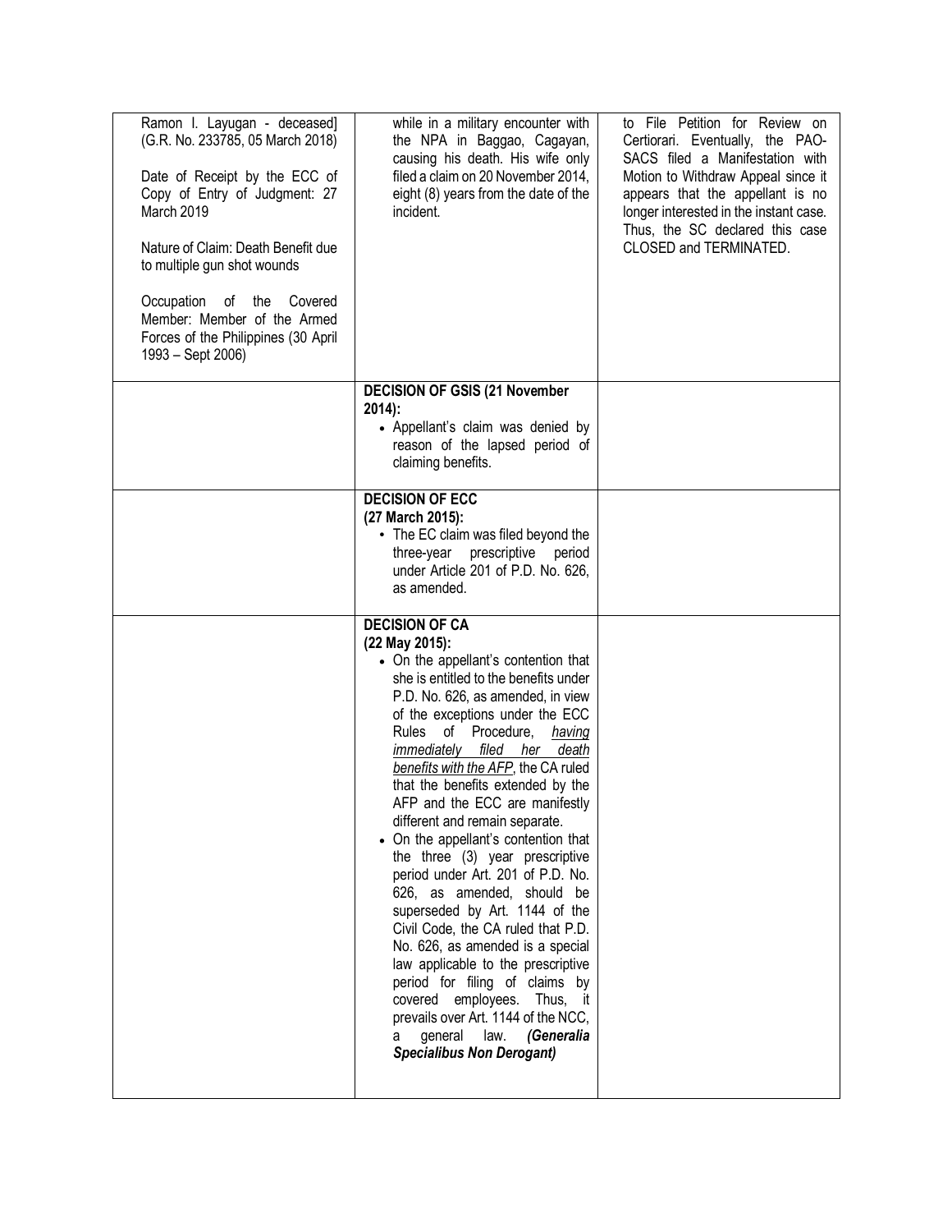| | | |
|---|---|---|
| Ramon I. Layugan - deceased] (G.R. No. 233785, 05 March 2018)<br><br>Date of Receipt by the ECC of Copy of Entry of Judgment: 27 March 2019<br><br>Nature of Claim: Death Benefit due to multiple gun shot wounds<br><br>Occupation of the Covered Member: Member of the Armed Forces of the Philippines (30 April 1993 – Sept 2006) | while in a military encounter with the NPA in Baggao, Cagayan, causing his death. His wife only filed a claim on 20 November 2014, eight (8) years from the date of the incident. | to File Petition for Review on Certiorari. Eventually, the PAO-SACS filed a Manifestation with Motion to Withdraw Appeal since it appears that the appellant is no longer interested in the instant case. Thus, the SC declared this case CLOSED and TERMINATED. |
| | **DECISION OF GSIS (21 November 2014):**<br>• Appellant's claim was denied by reason of the lapsed period of claiming benefits. | |
| | **DECISION OF ECC (27 March 2015):**<br>• The EC claim was filed beyond the three-year prescriptive period under Article 201 of P.D. No. 626, as amended. | |
| | **DECISION OF CA (22 May 2015):**<br>• On the appellant's contention that she is entitled to the benefits under P.D. No. 626, as amended, in view of the exceptions under the ECC Rules of Procedure, <u>*having immediately filed her death benefits with the AFP*</u>, the CA ruled that the benefits extended by the AFP and the ECC are manifestly different and remain separate.<br>• On the appellant's contention that the three (3) year prescriptive period under Art. 201 of P.D. No. 626, as amended, should be superseded by Art. 1144 of the Civil Code, the CA ruled that P.D. No. 626, as amended is a special law applicable to the prescriptive period for filing of claims by covered employees. Thus, it prevails over Art. 1144 of the NCC, a general law. ***(Generalia Specialibus Non Derogant)*** | |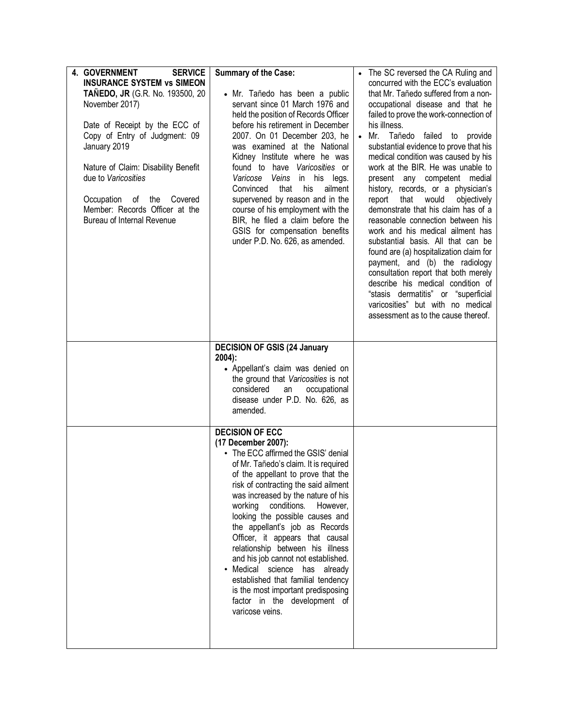| | | |
|---|---|---|
| **4. GOVERNMENT SERVICE INSURANCE SYSTEM vs SIMEON TAÑEDO, JR** (G.R. No. 193500, 20 November 2017)<br><br>Date of Receipt by the ECC of Copy of Entry of Judgment: 09 January 2019<br><br>Nature of Claim: Disability Benefit due to *Varicosities*<br><br>Occupation of the Covered Member: Records Officer at the Bureau of Internal Revenue | **Summary of the Case:**<br><br>• Mr. Tañedo has been a public servant since 01 March 1976 and held the position of Records Officer before his retirement in December 2007. On 01 December 203, he was examined at the National Kidney Institute where he was found to have *Varicosities* or *Varicose Veins* in his legs. Convinced that his ailment supervened by reason and in the course of his employment with the BIR, he filed a claim before the GSIS for compensation benefits under P.D. No. 626, as amended. | • The SC reversed the CA Ruling and concurred with the ECC's evaluation that Mr. Tañedo suffered from a non-occupational disease and that he failed to prove the work-connection of his illness.<br>• Mr. Tañedo failed to provide substantial evidence to prove that his medical condition was caused by his work at the BIR. He was unable to present any competent medial history, records, or a physician's report that would objectively demonstrate that his claim has of a reasonable connection between his work and his medical ailment has substantial basis. All that can be found are (a) hospitalization claim for payment, and (b) the radiology consultation report that both merely describe his medical condition of "stasis dermatitis" or "superficial varicosities" but with no medical assessment as to the cause thereof. |
| | **DECISION OF GSIS (24 January 2004):**<br>• Appellant's claim was denied on the ground that *Varicosities* is not considered an occupational disease under P.D. No. 626, as amended. | |
| | **DECISION OF ECC (17 December 2007):**<br>• The ECC affirmed the GSIS' denial of Mr. Tañedo's claim. It is required of the appellant to prove that the risk of contracting the said ailment was increased by the nature of his working conditions. However, looking the possible causes and the appellant's job as Records Officer, it appears that causal relationship between his illness and his job cannot not established.<br>• Medical science has already established that familial tendency is the most important predisposing factor in the development of varicose veins. | |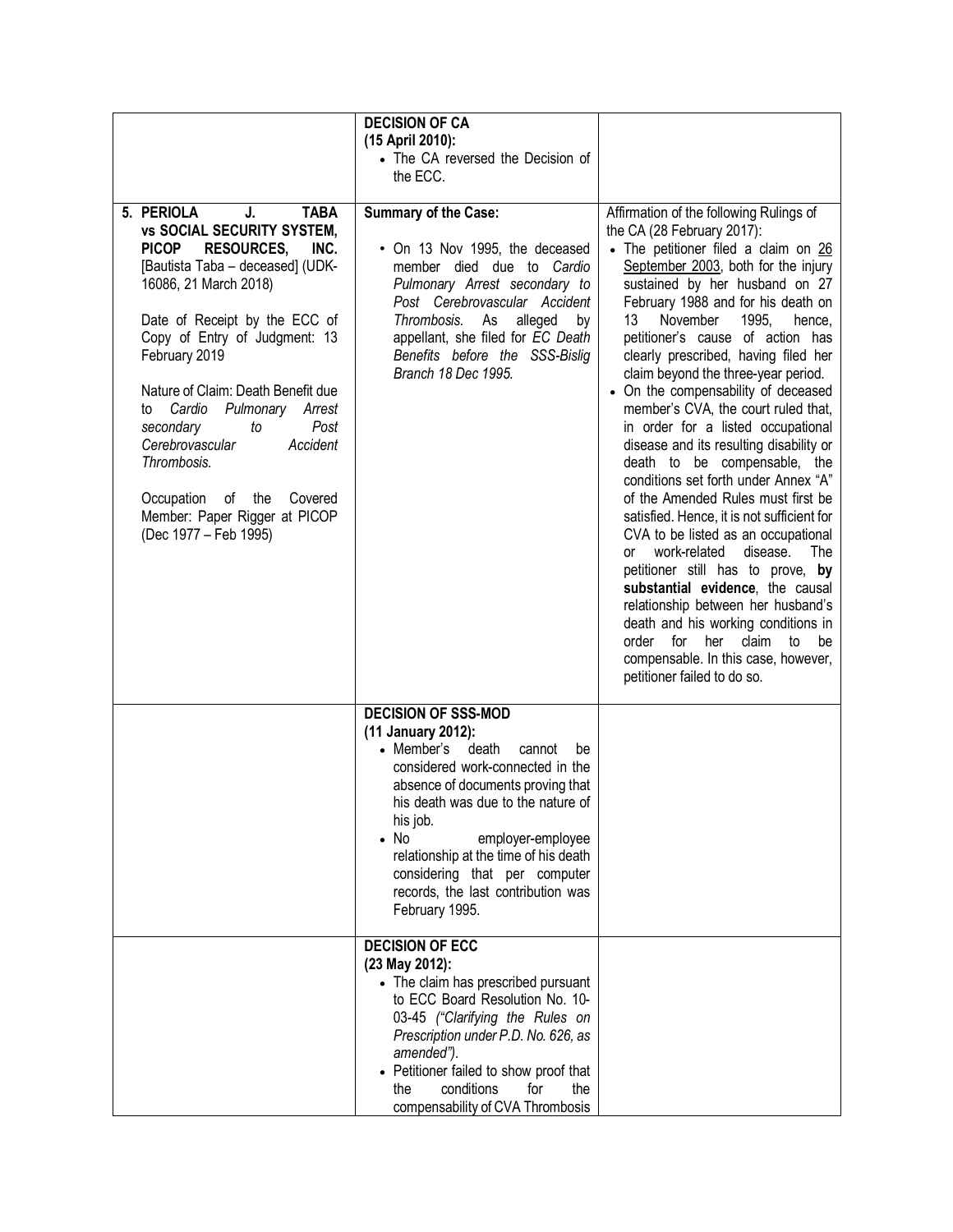| | | |
|---|---|---|
| | **DECISION OF CA (15 April 2010):**<br>• The CA reversed the Decision of the ECC. | |
| **5. PERIOLA J. TABA vs SOCIAL SECURITY SYSTEM, PICOP RESOURCES, INC.** [Bautista Taba – deceased] (UDK-16086, 21 March 2018)<br><br>Date of Receipt by the ECC of Copy of Entry of Judgment: 13 February 2019<br><br>Nature of Claim: Death Benefit due to *Cardio Pulmonary Arrest secondary to Post Cerebrovascular Accident Thrombosis.*<br><br>Occupation of the Covered Member: Paper Rigger at PICOP (Dec 1977 – Feb 1995) | **Summary of the Case:**<br>• On 13 Nov 1995, the deceased member died due to *Cardio Pulmonary Arrest secondary to Post Cerebrovascular Accident Thrombosis.* As alleged by appellant, she filed for *EC Death Benefits before the SSS-Bislig Branch 18 Dec 1995.* | Affirmation of the following Rulings of the CA (28 February 2017):<br>• The petitioner filed a claim on 26 September 2003, both for the injury sustained by her husband on 27 February 1988 and for his death on 13 November 1995, hence, petitioner's cause of action has clearly prescribed, having filed her claim beyond the three-year period.<br>• On the compensability of deceased member's CVA, the court ruled that, in order for a listed occupational disease and its resulting disability or death to be compensable, the conditions set forth under Annex "A" of the Amended Rules must first be satisfied. Hence, it is not sufficient for CVA to be listed as an occupational or work-related disease. The petitioner still has to prove, **by substantial evidence**, the causal relationship between her husband's death and his working conditions in order for her claim to be compensable. In this case, however, petitioner failed to do so. |
| | **DECISION OF SSS-MOD (11 January 2012):**<br>• Member's death cannot be considered work-connected in the absence of documents proving that his death was due to the nature of his job.<br>• No employer-employee relationship at the time of his death considering that per computer records, the last contribution was February 1995. | |
| | **DECISION OF ECC (23 May 2012):**<br>• The claim has prescribed pursuant to ECC Board Resolution No. 10-03-45 *("Clarifying the Rules on Prescription under P.D. No. 626, as amended")*.<br>• Petitioner failed to show proof that the conditions for the compensability of CVA Thrombosis | |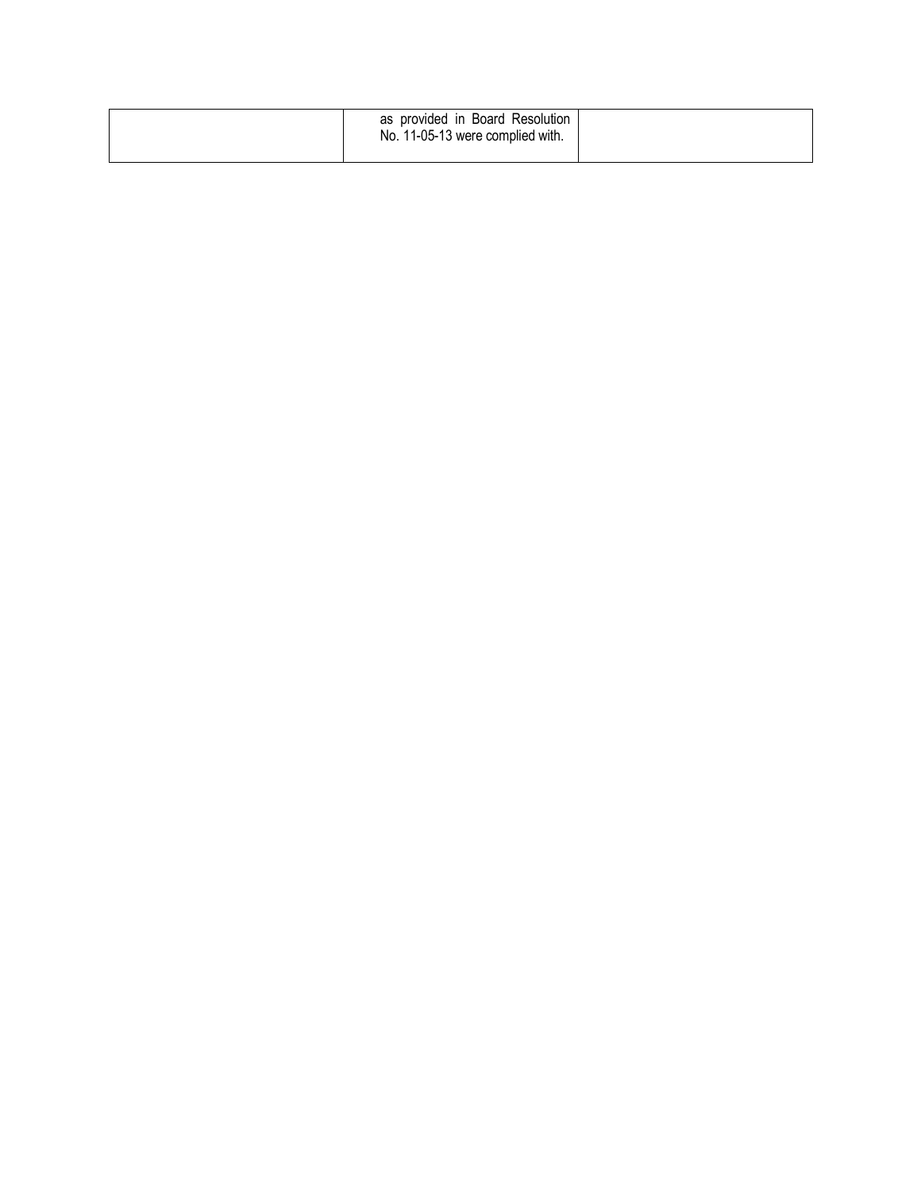| | | |
|---|---|---|
| | as provided in Board Resolution No. 11-05-13 were complied with. | |